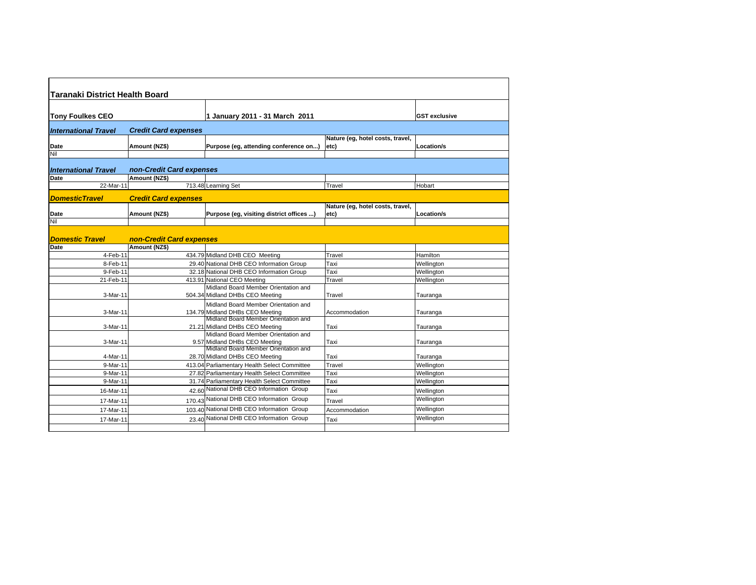## Taranaki District Health Board

| **Tony Foulkes CEO** | | **1 January 2011 - 31 March 2011** | | **GST exclusive** |
|---|---|---|---|---|
| ***International Travel*** | ***Credit Card expenses*** | | | |
| **Date** | **Amount (NZ$)** | **Purpose (eg, attending conference on...)** | **Nature (eg, hotel costs, travel, etc)** | **Location/s** |
| Nil | | | | |
| ***International Travel*** | ***non-Credit Card expenses*** | | | |
| **Date** | **Amount (NZ$)** | | | |
| 22-Mar-11 | 713.48 | Learning Set | Travel | Hobart |
| ***DomesticTravel*** | ***Credit Card expenses*** | | | |
| **Date** | **Amount (NZ$)** | **Purpose (eg, visiting district offices ...)** | **Nature (eg, hotel costs, travel, etc)** | **Location/s** |
| Nil | | | | |
| ***Domestic Travel*** | ***non-Credit Card expenses*** | | | |
| **Date** | **Amount (NZ$)** | | | |
| 4-Feb-11 | 434.79 | Midland DHB CEO Meeting | Travel | Hamilton |
| 8-Feb-11 | 29.40 | National DHB CEO Information Group | Taxi | Wellington |
| 9-Feb-11 | 32.18 | National DHB CEO Information Group | Taxi | Wellington |
| 21-Feb-11 | 413.91 | National CEO Meeting | Travel | Wellington |
| 3-Mar-11 | 504.34 | Midland Board Member Orientation and Midland DHBs CEO Meeting | Travel | Tauranga |
| 3-Mar-11 | 134.79 | Midland Board Member Orientation and Midland DHBs CEO Meeting | Accommodation | Tauranga |
| 3-Mar-11 | 21.21 | Midland Board Member Orientation and Midland DHBs CEO Meeting | Taxi | Tauranga |
| 3-Mar-11 | 9.57 | Midland Board Member Orientation and Midland DHBs CEO Meeting | Taxi | Tauranga |
| 4-Mar-11 | 28.70 | Midland Board Member Orientation and Midland DHBs CEO Meeting | Taxi | Tauranga |
| 9-Mar-11 | 413.04 | Parliamentary Health Select Committee | Travel | Wellington |
| 9-Mar-11 | 27.82 | Parliamentary Health Select Committee | Taxi | Wellington |
| 9-Mar-11 | 31.74 | Parliamentary Health Select Committee | Taxi | Wellington |
| 16-Mar-11 | 42.60 | National DHB CEO Information Group | Taxi | Wellington |
| 17-Mar-11 | 170.43 | National DHB CEO Information Group | Travel | Wellington |
| 17-Mar-11 | 103.40 | National DHB CEO Information Group | Accommodation | Wellington |
| 17-Mar-11 | 23.40 | National DHB CEO Information Group | Taxi | Wellington |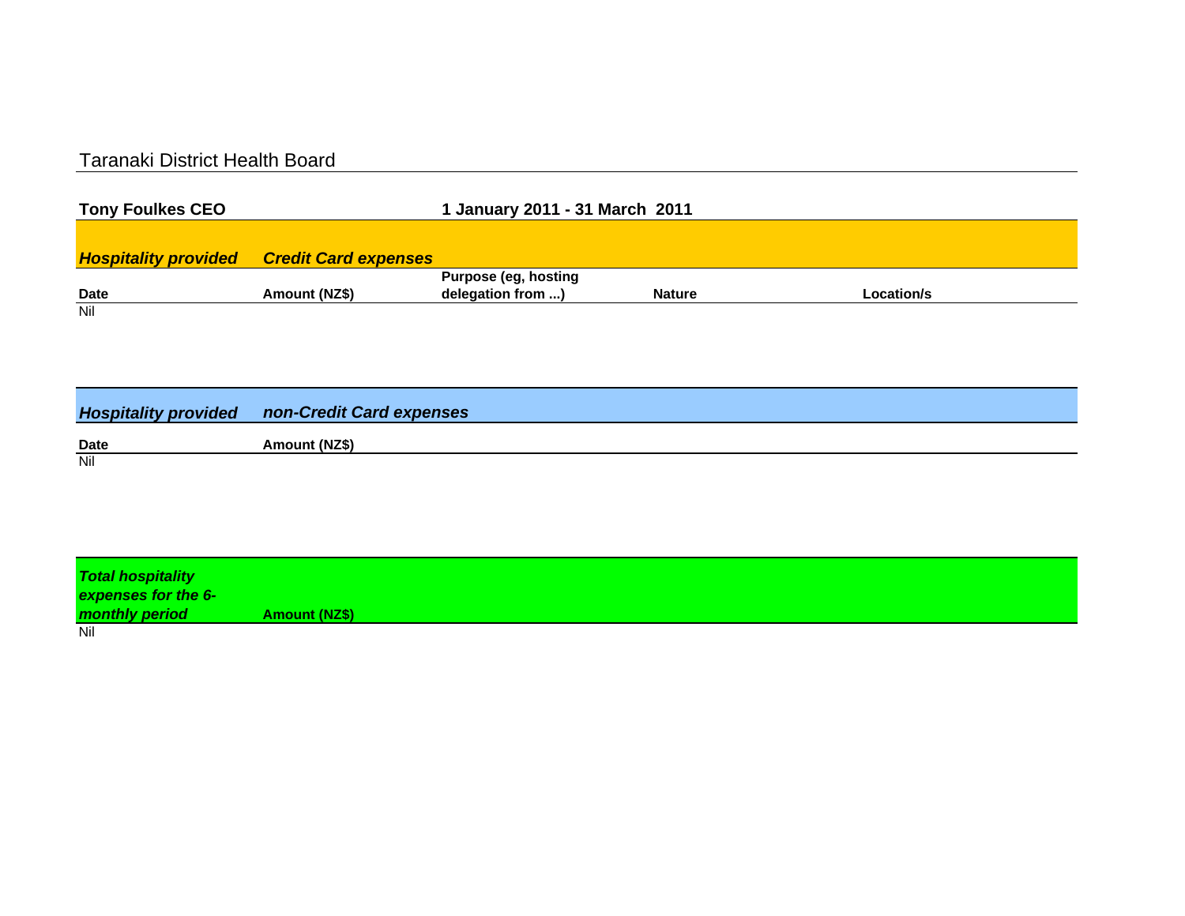# Taranaki District Health Board

**Tony Foulkes CEO** **1 January 2011 - 31 March 2011**

***Hospitality provided*** ***Credit Card expenses***

| Date | Amount (NZ$) | Purpose (eg, hosting delegation from ...) | Nature | Location/s |
|---|---|---|---|---|
| Nil | | | | |

***Hospitality provided*** ***non-Credit Card expenses***

| Date | Amount (NZ$) |
|---|---|
| Nil | |

| *Total hospitality expenses for the 6-monthly period* | Amount (NZ$) |
|---|---|
| Nil | |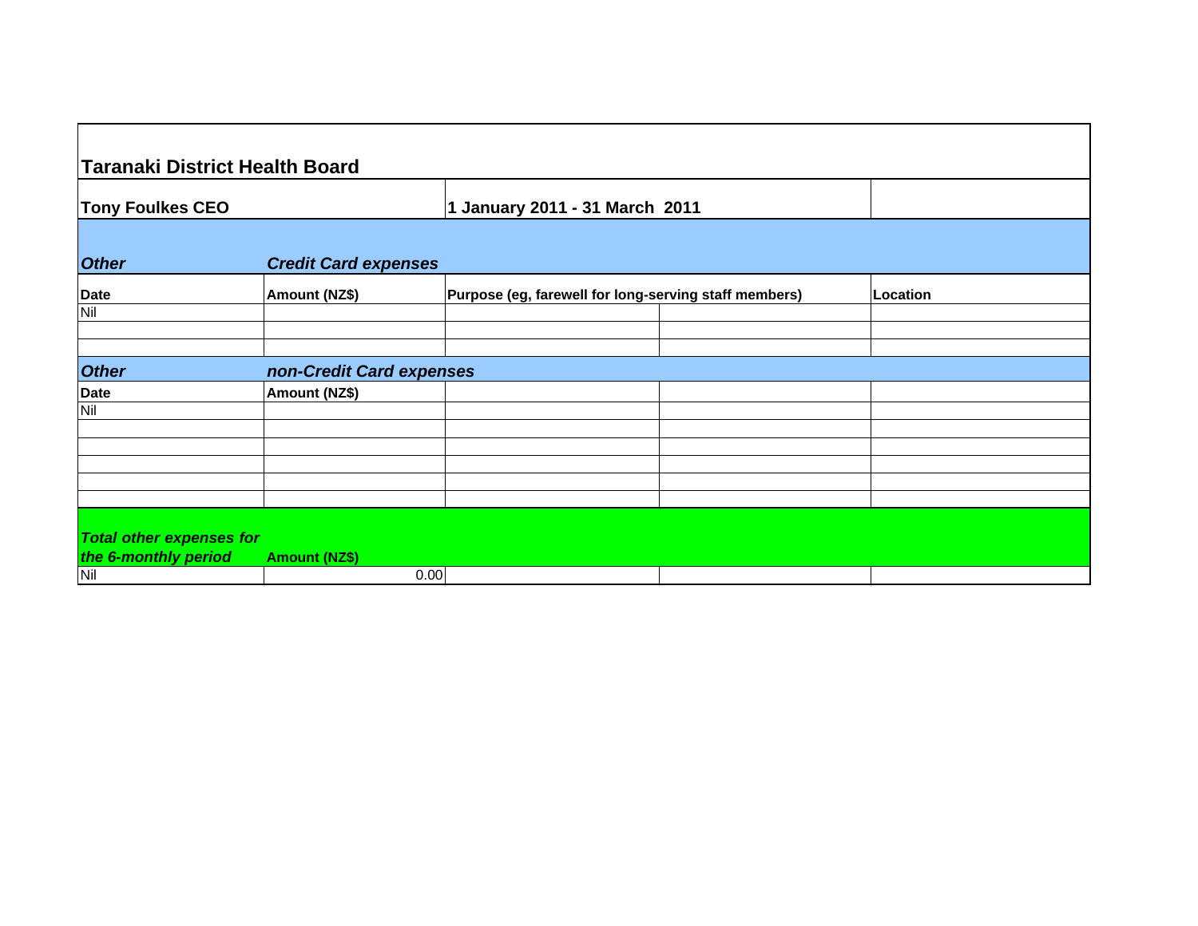## Taranaki District Health Board

| Tony Foulkes CEO | | 1 January 2011 - 31 March 2011 | | |
|---|---|---|---|---|
| ***Other*** | ***Credit Card expenses*** | | | |
| **Date** | **Amount (NZ$)** | **Purpose (eg, farewell for long-serving staff members)** | | **Location** |
| Nil | | | | |
| | | | | |
| | | | | |
| ***Other*** | ***non-Credit Card expenses*** | | | |
| **Date** | **Amount (NZ$)** | | | |
| Nil | | | | |
| | | | | |
| | | | | |
| | | | | |
| | | | | |
| | | | | |
| ***Total other expenses for the 6-monthly period*** | **Amount (NZ$)** | | | |
| Nil | 0.00 | | | |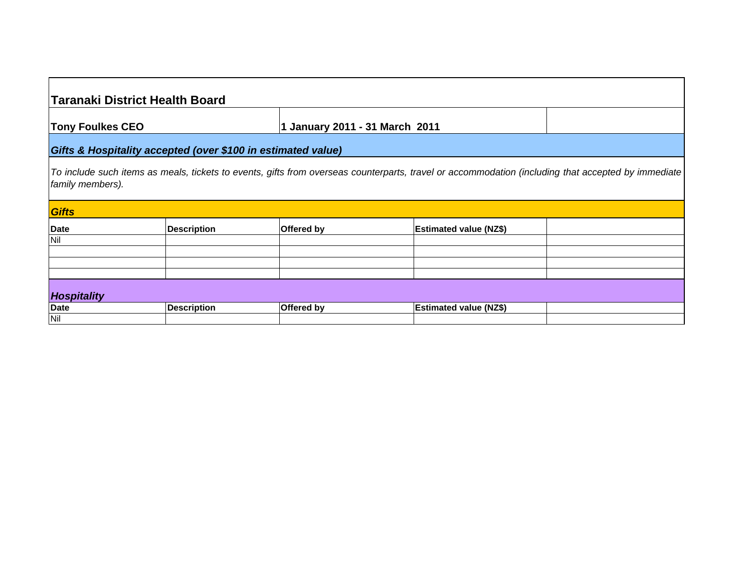## Taranaki District Health Board

**Tony Foulkes CEO** | **1 January 2011 - 31 March 2011**

### *Gifts & Hospitality accepted (over $100 in estimated value)*

*To include such items as meals, tickets to events, gifts from overseas counterparts, travel or accommodation (including that accepted by immediate family members).*

### *Gifts*

| Date | Description | Offered by | Estimated value (NZ$) | |
|---|---|---|---|---|
| Nil | | | | |
| | | | | |
| | | | | |
| | | | | |

### *Hospitality*

| Date | Description | Offered by | Estimated value (NZ$) | |
|---|---|---|---|---|
| Nil | | | | |